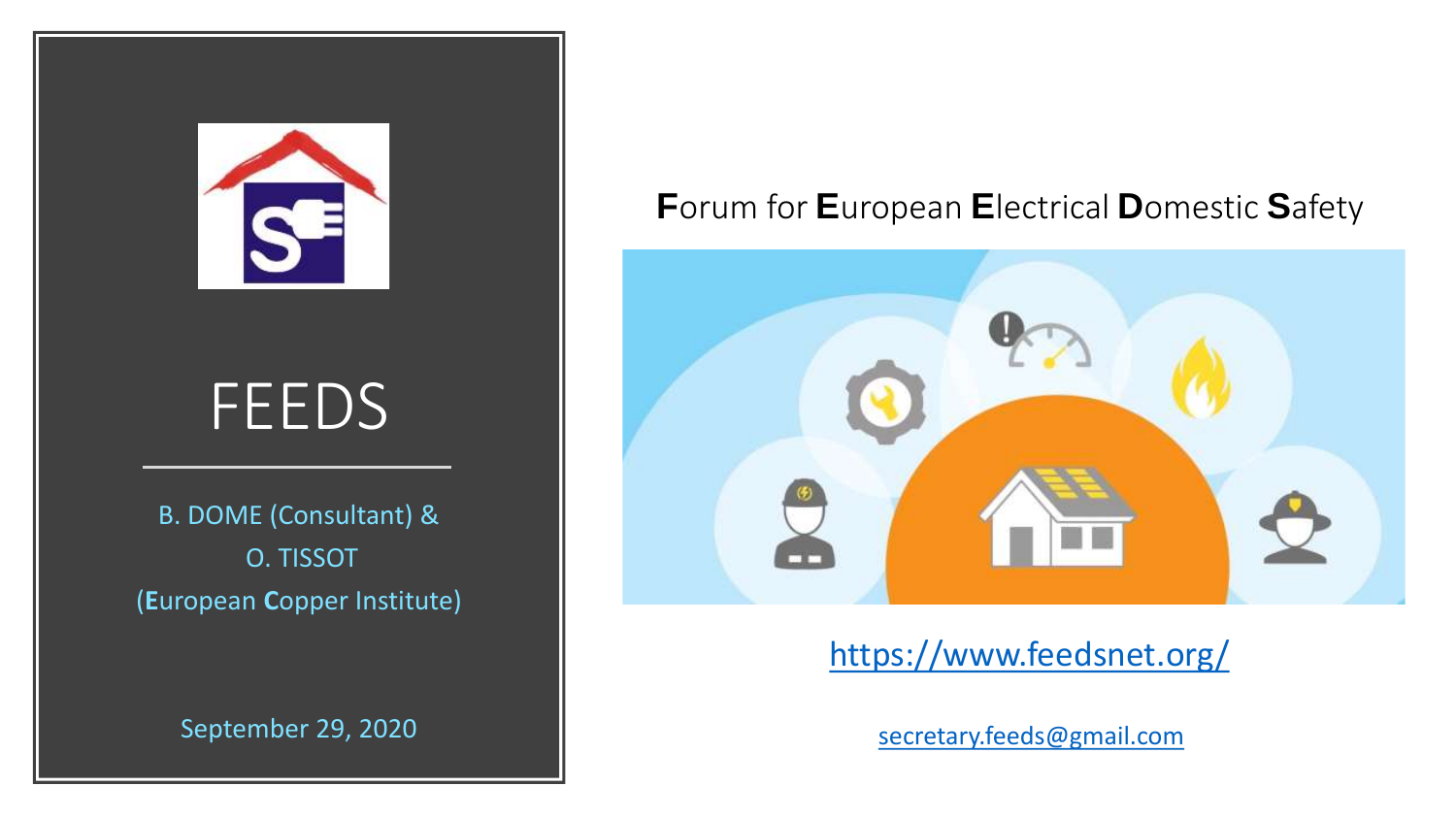# FEEDS

B. DOME (Consultant) &
O. TISSOT
(**E**uropean **C**opper Institute)

September 29, 2020

**F**orum for **E**uropean **E**lectrical **D**omestic **S**afety

https://www.feedsnet.org/

secretary.feeds@gmail.com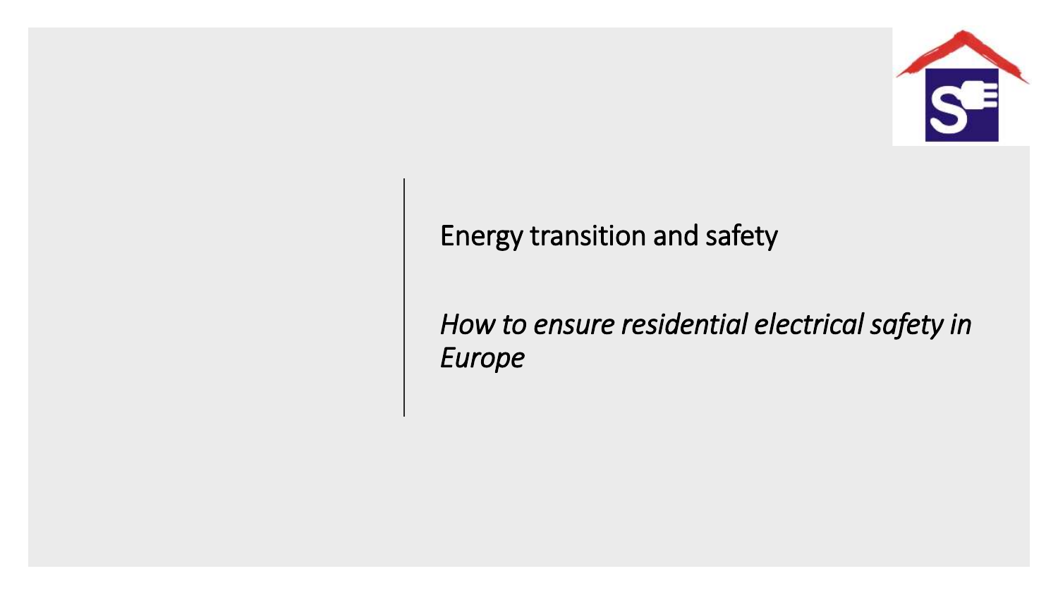# Energy transition and safety

*How to ensure residential electrical safety in Europe*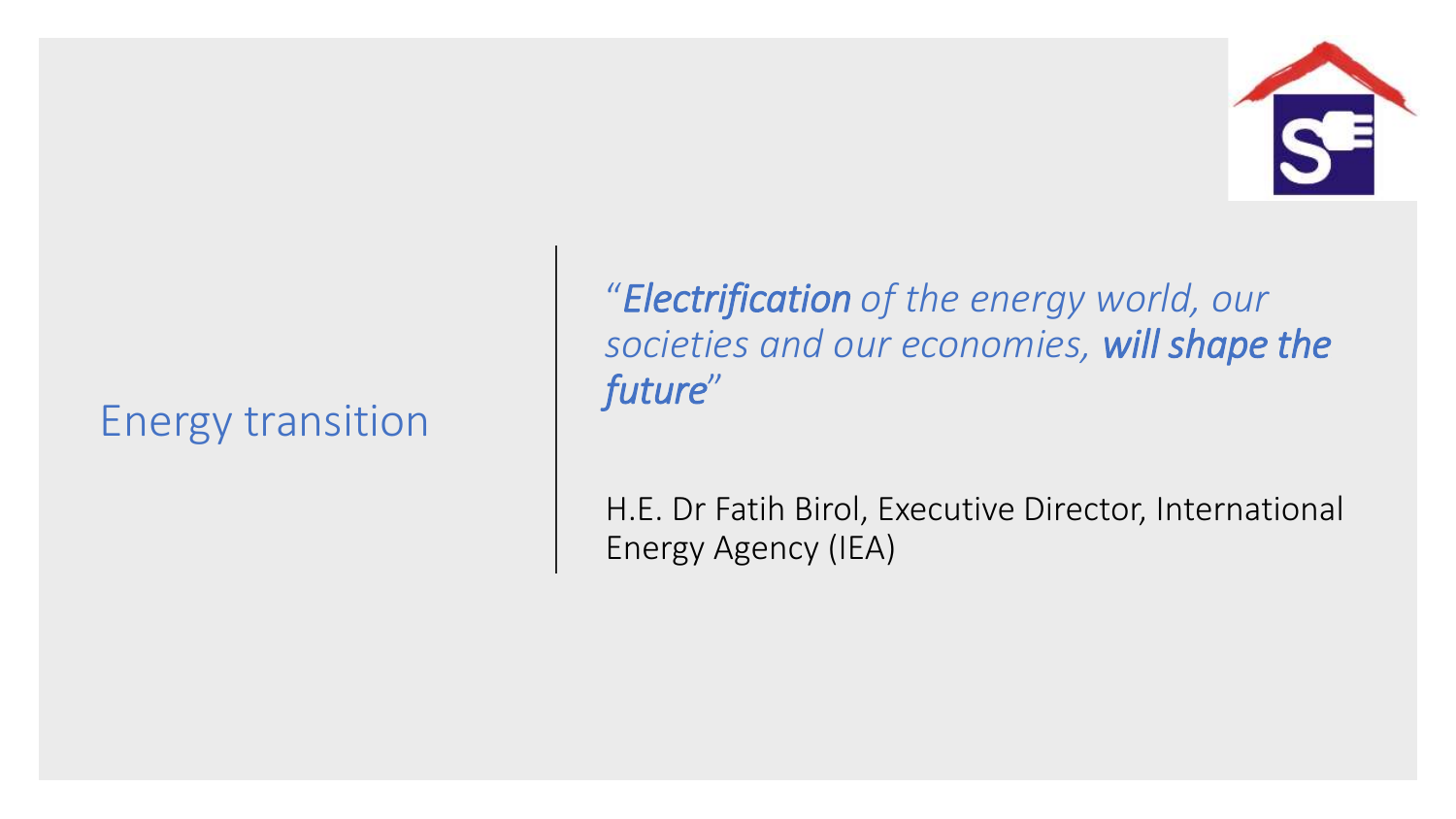# Energy transition

*"**Electrification** of the energy world, our societies and our economies, **will shape the future**"*

H.E. Dr Fatih Birol, Executive Director, International Energy Agency (IEA)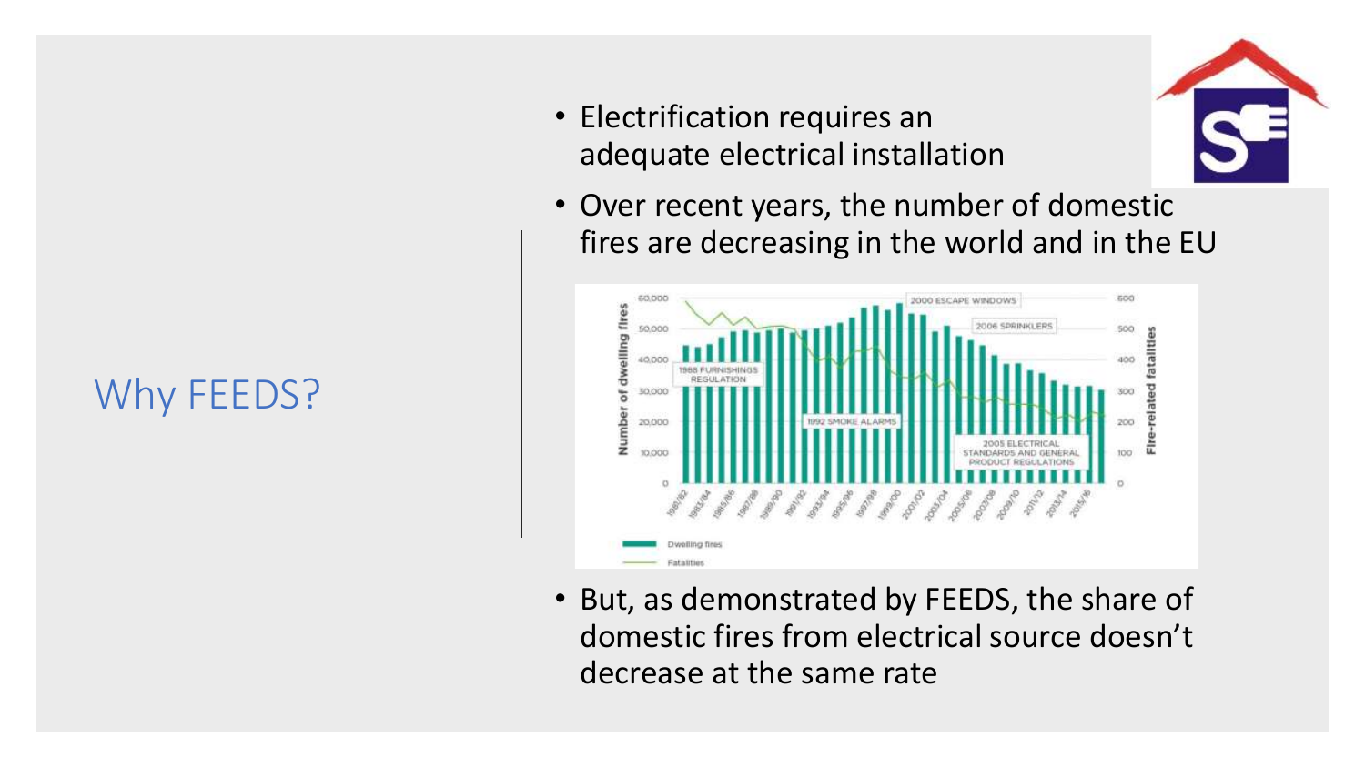# Why FEEDS?

- Electrification requires an adequate electrical installation
- Over recent years, the number of domestic fires are decreasing in the world and in the EU
- But, as demonstrated by FEEDS, the share of domestic fires from electrical source doesn't decrease at the same rate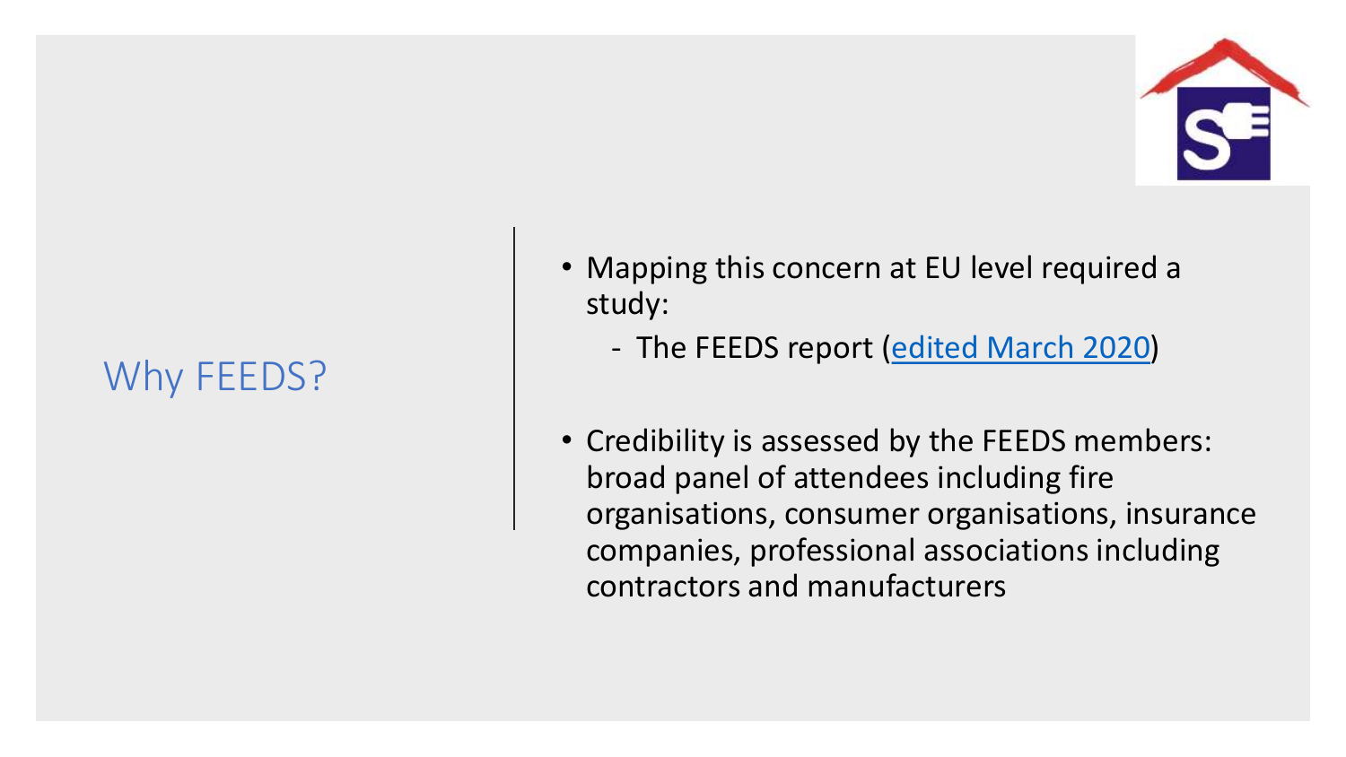## Why FEEDS?

- Mapping this concern at EU level required a study:
  - The FEEDS report (edited March 2020)
- Credibility is assessed by the FEEDS members: broad panel of attendees including fire organisations, consumer organisations, insurance companies, professional associations including contractors and manufacturers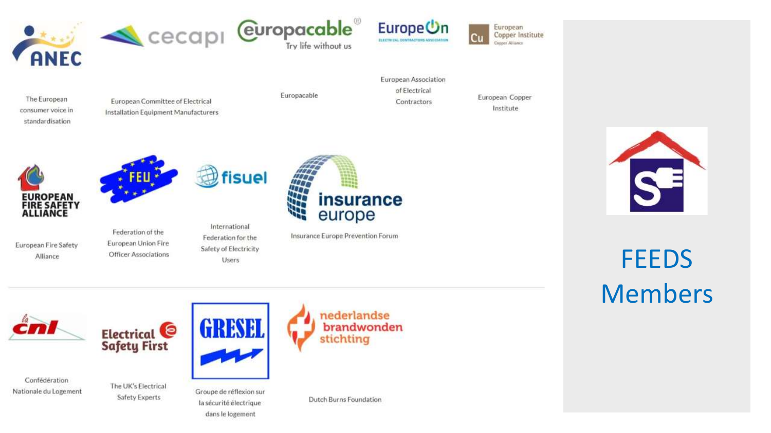# FEEDS Members

- The European consumer voice in standardisation
- European Committee of Electrical Installation Equipment Manufacturers
- Europacable
- European Association of Electrical Contractors
- European Copper Institute
- European Fire Safety Alliance
- Federation of the European Union Fire Officer Associations
- International Federation for the Safety of Electricity Users
- Insurance Europe Prevention Forum

---

- Confédération Nationale du Logement
- The UK's Electrical Safety Experts
- Groupe de réflexion sur la sécurité électrique dans le logement
- Dutch Burns Foundation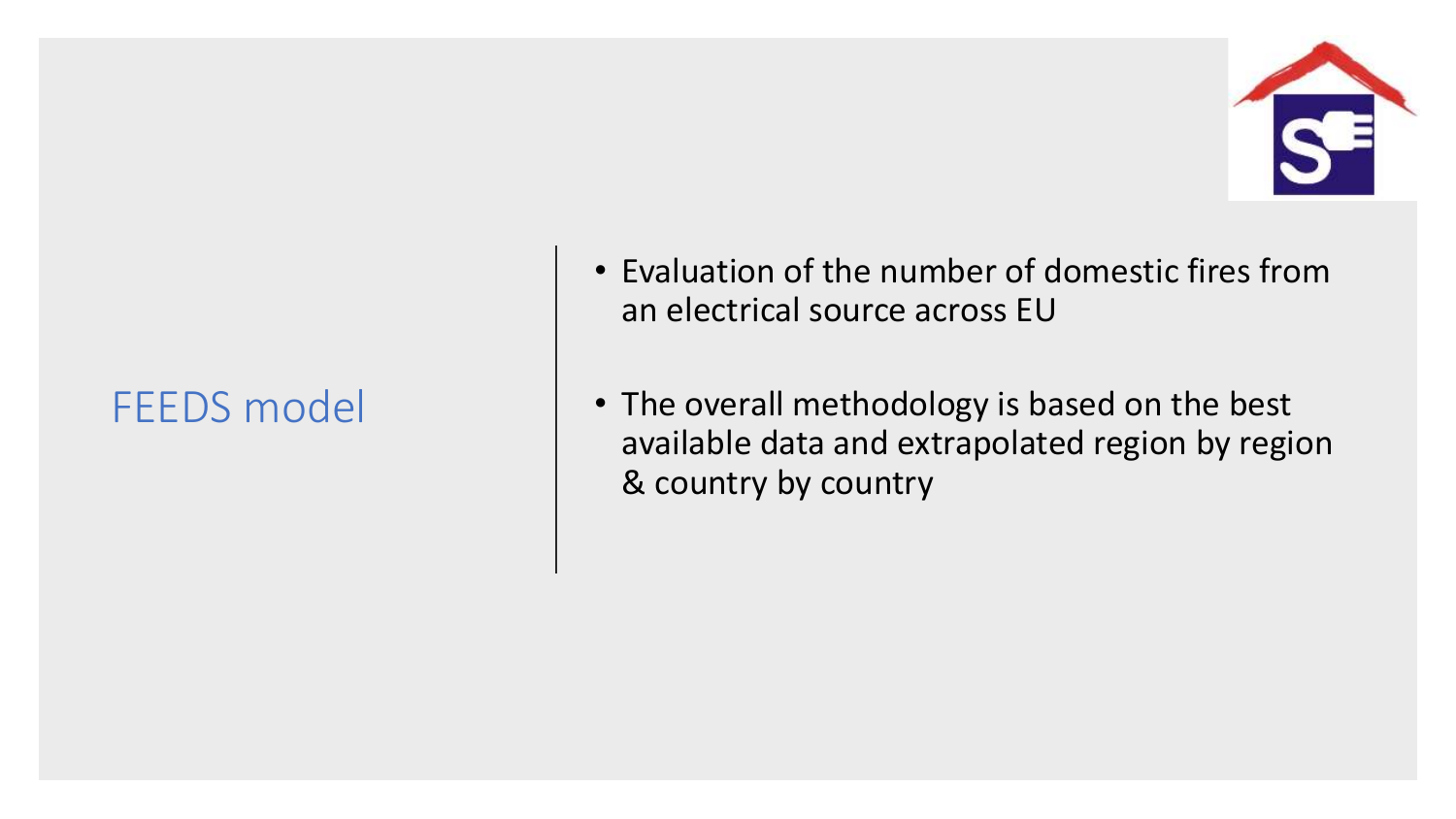# FEEDS model

- Evaluation of the number of domestic fires from an electrical source across EU
- The overall methodology is based on the best available data and extrapolated region by region & country by country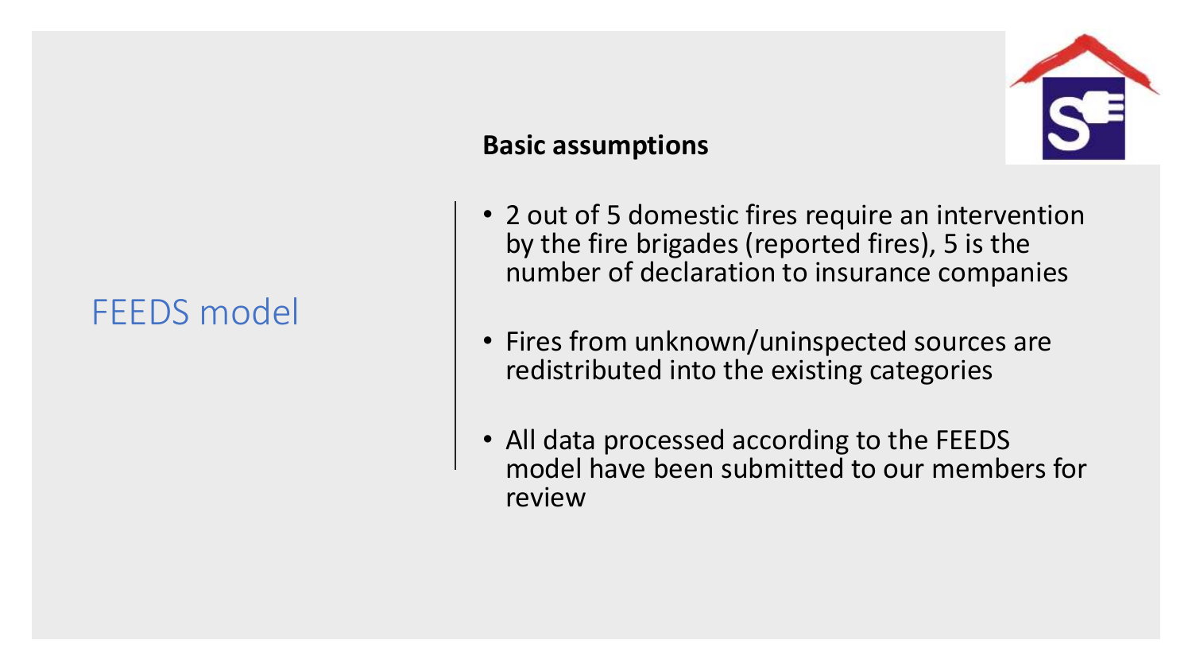# FEEDS model

**Basic assumptions**

- 2 out of 5 domestic fires require an intervention by the fire brigades (reported fires), 5 is the number of declaration to insurance companies
- Fires from unknown/uninspected sources are redistributed into the existing categories
- All data processed according to the FEEDS model have been submitted to our members for review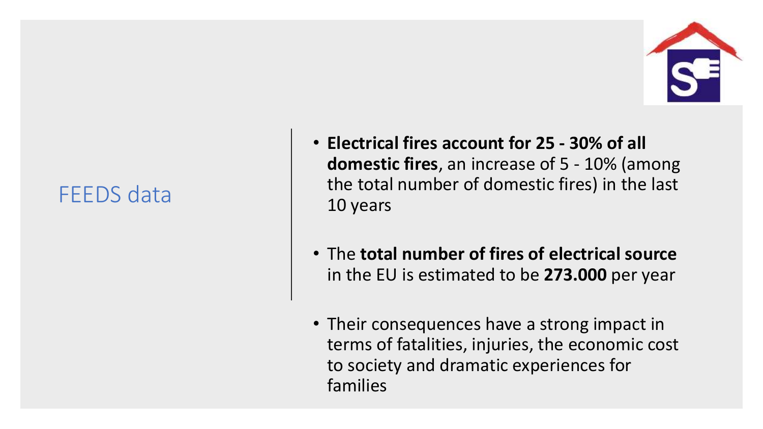# FEEDS data

- **Electrical fires account for 25 - 30% of all domestic fires**, an increase of 5 - 10% (among the total number of domestic fires) in the last 10 years
- The **total number of fires of electrical source** in the EU is estimated to be **273.000** per year
- Their consequences have a strong impact in terms of fatalities, injuries, the economic cost to society and dramatic experiences for families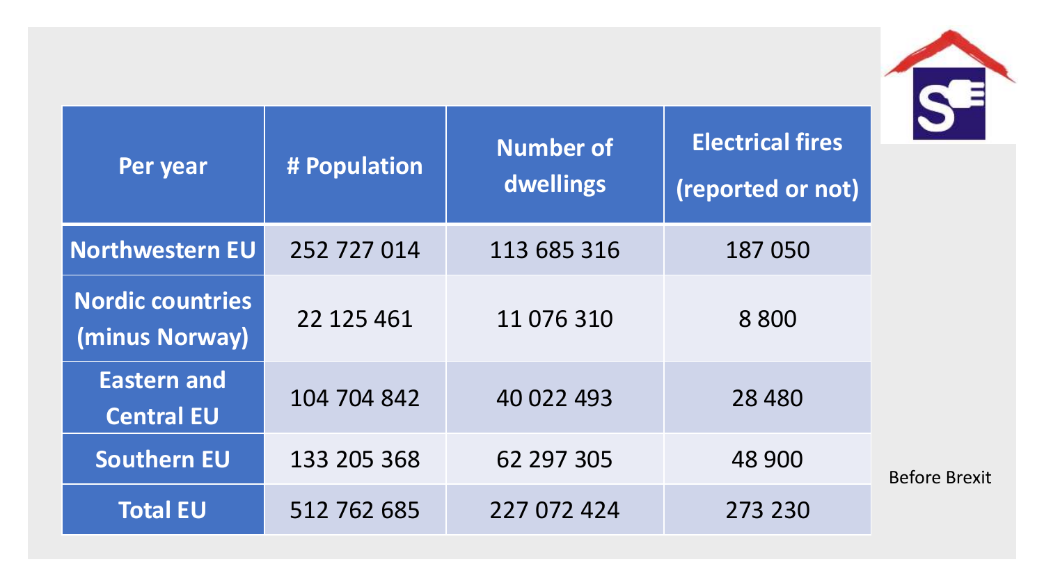| Per year | # Population | Number of dwellings | Electrical fires (reported or not) |
|---|---|---|---|
| Northwestern EU | 252 727 014 | 113 685 316 | 187 050 |
| Nordic countries (minus Norway) | 22 125 461 | 11 076 310 | 8 800 |
| Eastern and Central EU | 104 704 842 | 40 022 493 | 28 480 |
| Southern EU | 133 205 368 | 62 297 305 | 48 900 |
| Total EU | 512 762 685 | 227 072 424 | 273 230 |

Before Brexit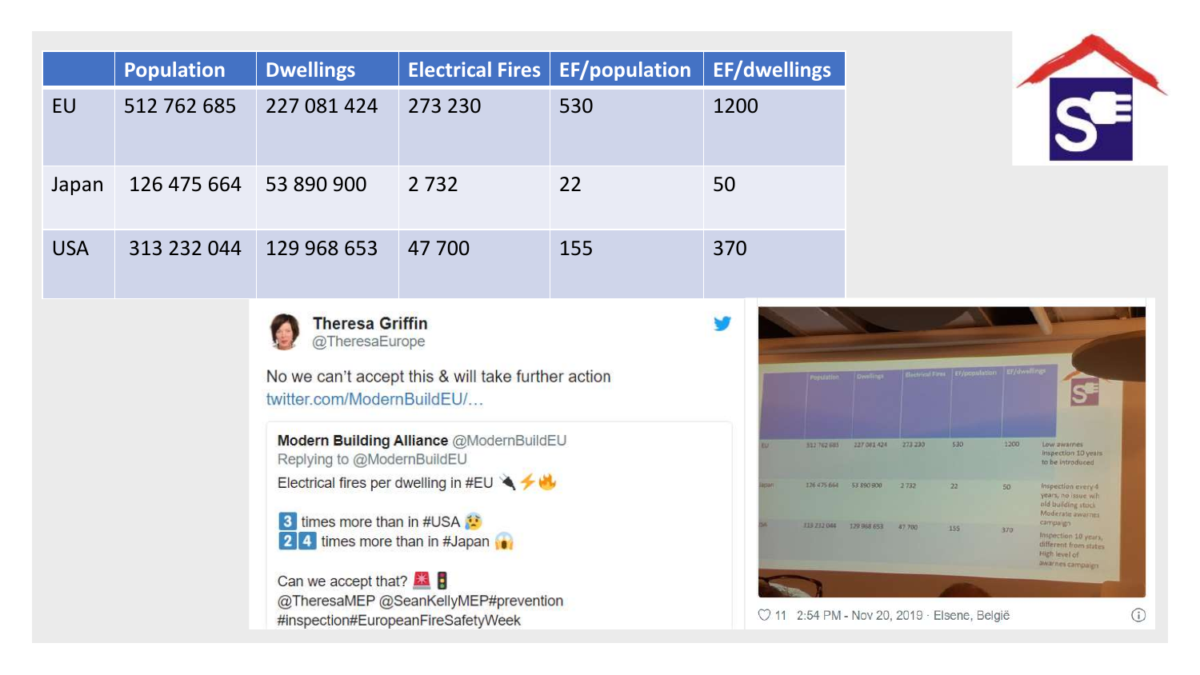|  | Population | Dwellings | Electrical Fires | EF/population | EF/dwellings |
|---|---|---|---|---|---|
| EU | 512 762 685 | 227 081 424 | 273 230 | 530 | 1200 |
| Japan | 126 475 664 | 53 890 900 | 2 732 | 22 | 50 |
| USA | 313 232 044 | 129 968 653 | 47 700 | 155 | 370 |

**Theresa Griffin** @TheresaEurope

No we can't accept this & will take further action
twitter.com/ModernBuildEU/…

> **Modern Building Alliance** @ModernBuildEU
> Replying to @ModernBuildEU
> Electrical fires per dwelling in #EU 🔌⚡🔥
>
> 3️⃣ times more than in #USA 😰
> 2️⃣4️⃣ times more than in #Japan 😱
>
> Can we accept that? 🚨🚦
> @TheresaMEP @SeanKellyMEP#prevention #inspection#EuropeanFireSafetyWeek

♡ 11 2:54 PM - Nov 20, 2019 · Elsene, België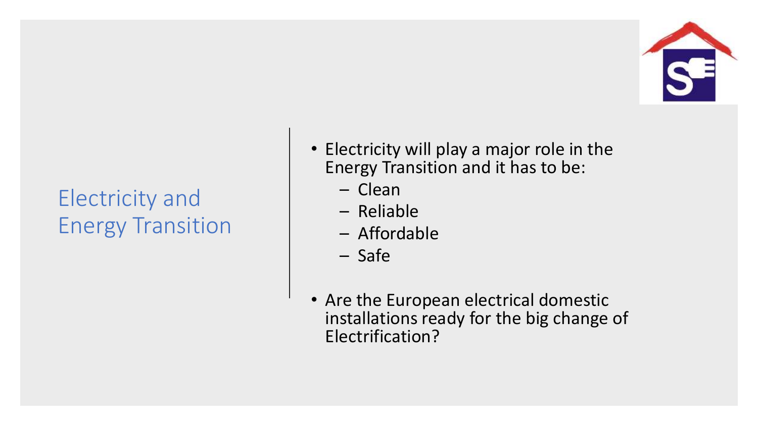# Electricity and Energy Transition

- Electricity will play a major role in the Energy Transition and it has to be:
  - Clean
  - Reliable
  - Affordable
  - Safe
- Are the European electrical domestic installations ready for the big change of Electrification?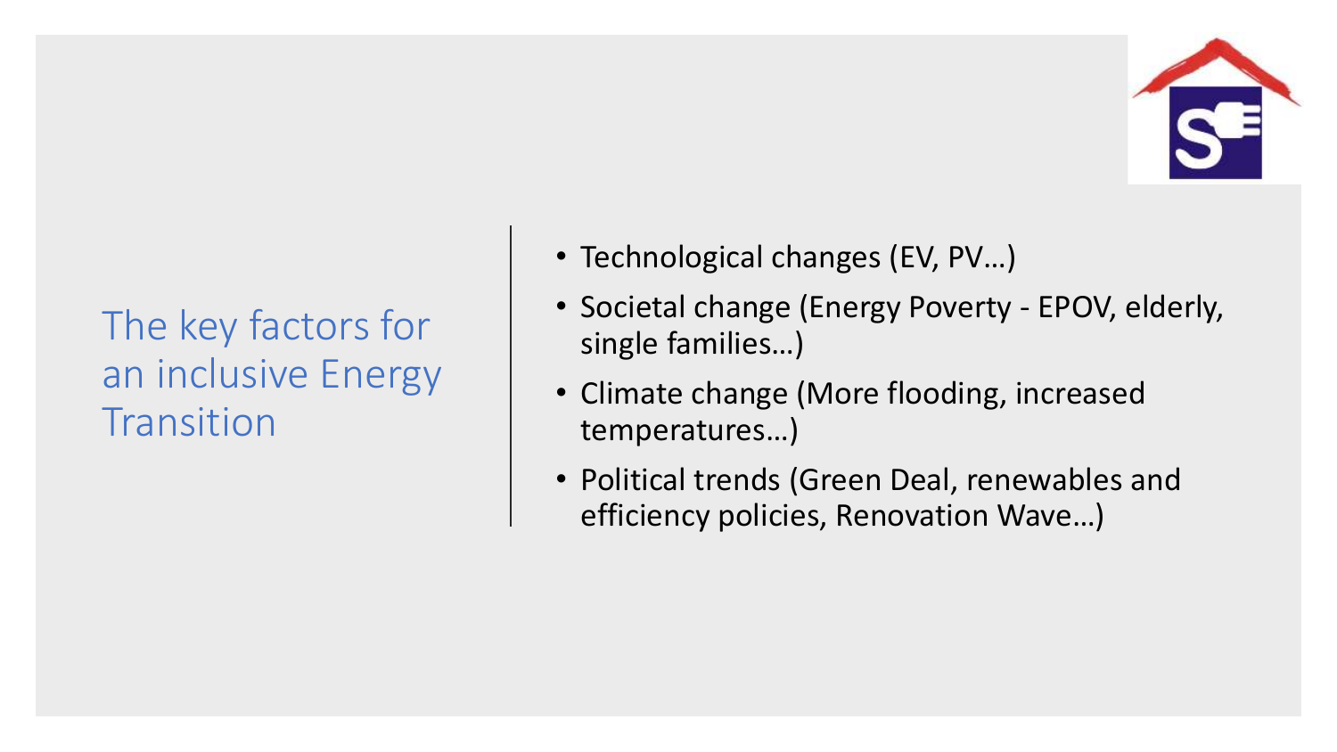# The key factors for an inclusive Energy Transition

- Technological changes (EV, PV…)
- Societal change (Energy Poverty - EPOV, elderly, single families…)
- Climate change (More flooding, increased temperatures…)
- Political trends (Green Deal, renewables and efficiency policies, Renovation Wave…)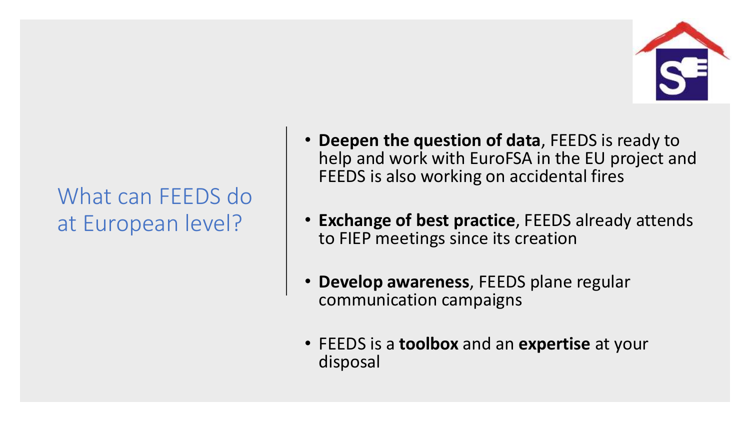# What can FEEDS do at European level?

- **Deepen the question of data**, FEEDS is ready to help and work with EuroFSA in the EU project and FEEDS is also working on accidental fires
- **Exchange of best practice**, FEEDS already attends to FIEP meetings since its creation
- **Develop awareness**, FEEDS plane regular communication campaigns
- FEEDS is a **toolbox** and an **expertise** at your disposal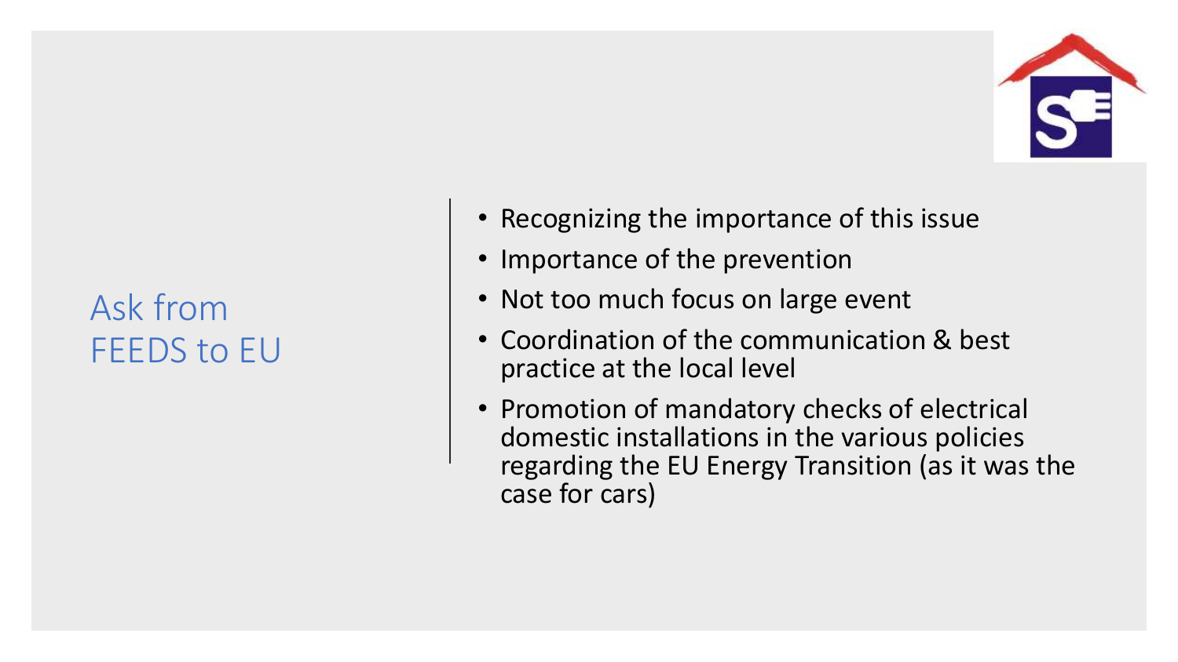# Ask from FEEDS to EU

- Recognizing the importance of this issue
- Importance of the prevention
- Not too much focus on large event
- Coordination of the communication & best practice at the local level
- Promotion of mandatory checks of electrical domestic installations in the various policies regarding the EU Energy Transition (as it was the case for cars)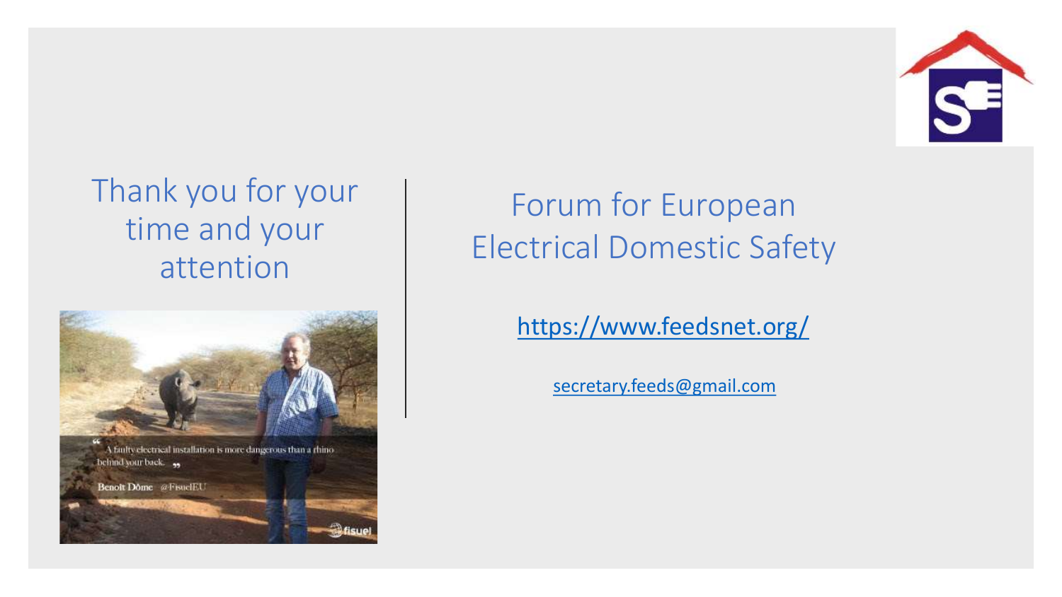Thank you for your time and your attention

"A faulty electrical installation is more dangerous than a rhino behind your back."

Benoît Dôme @FisuelEU

fisuel

Forum for European Electrical Domestic Safety

https://www.feedsnet.org/

secretary.feeds@gmail.com